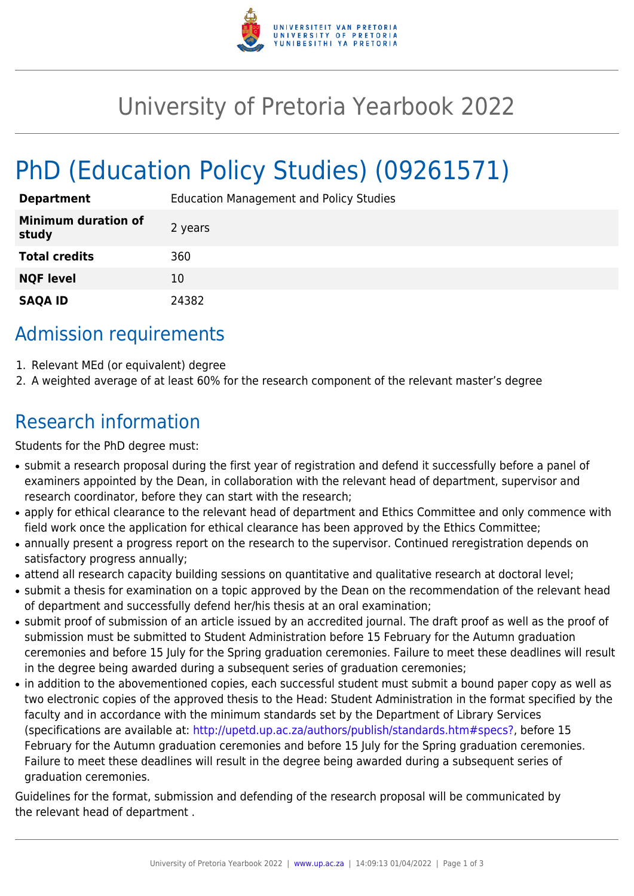# University of Pretoria Yearbook 2022

# PhD (Education Policy Studies) (09261571)

| | |
|---|---|
| **Department** | Education Management and Policy Studies |
| **Minimum duration of study** | 2 years |
| **Total credits** | 360 |
| **NQF level** | 10 |
| **SAQA ID** | 24382 |

## Admission requirements

1. Relevant MEd (or equivalent) degree
2. A weighted average of at least 60% for the research component of the relevant master's degree

## Research information

Students for the PhD degree must:

- submit a research proposal during the first year of registration and defend it successfully before a panel of examiners appointed by the Dean, in collaboration with the relevant head of department, supervisor and research coordinator, before they can start with the research;
- apply for ethical clearance to the relevant head of department and Ethics Committee and only commence with field work once the application for ethical clearance has been approved by the Ethics Committee;
- annually present a progress report on the research to the supervisor. Continued reregistration depends on satisfactory progress annually;
- attend all research capacity building sessions on quantitative and qualitative research at doctoral level;
- submit a thesis for examination on a topic approved by the Dean on the recommendation of the relevant head of department and successfully defend her/his thesis at an oral examination;
- submit proof of submission of an article issued by an accredited journal. The draft proof as well as the proof of submission must be submitted to Student Administration before 15 February for the Autumn graduation ceremonies and before 15 July for the Spring graduation ceremonies. Failure to meet these deadlines will result in the degree being awarded during a subsequent series of graduation ceremonies;
- in addition to the abovementioned copies, each successful student must submit a bound paper copy as well as two electronic copies of the approved thesis to the Head: Student Administration in the format specified by the faculty and in accordance with the minimum standards set by the Department of Library Services (specifications are available at: http://upetd.up.ac.za/authors/publish/standards.htm#specs?, before 15 February for the Autumn graduation ceremonies and before 15 July for the Spring graduation ceremonies. Failure to meet these deadlines will result in the degree being awarded during a subsequent series of graduation ceremonies.

Guidelines for the format, submission and defending of the research proposal will be communicated by the relevant head of department .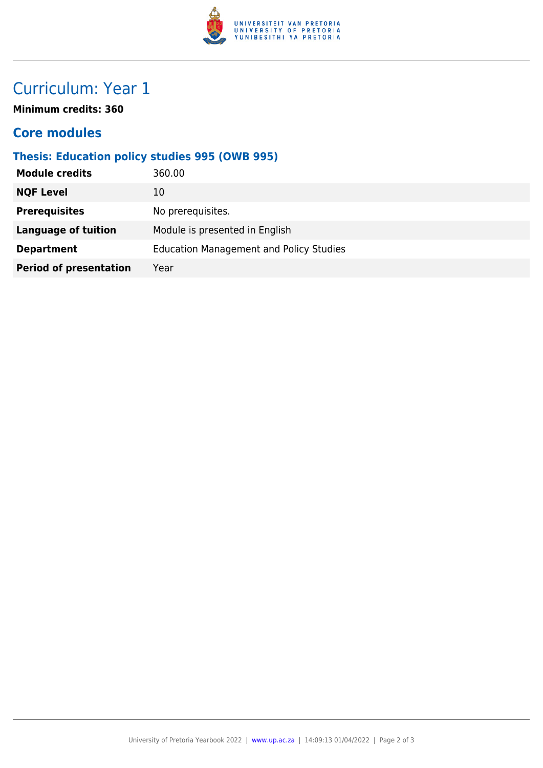# Curriculum: Year 1

**Minimum credits: 360**

## Core modules

### Thesis: Education policy studies 995 (OWB 995)

| | |
|---|---|
| **Module credits** | 360.00 |
| **NQF Level** | 10 |
| **Prerequisites** | No prerequisites. |
| **Language of tuition** | Module is presented in English |
| **Department** | Education Management and Policy Studies |
| **Period of presentation** | Year |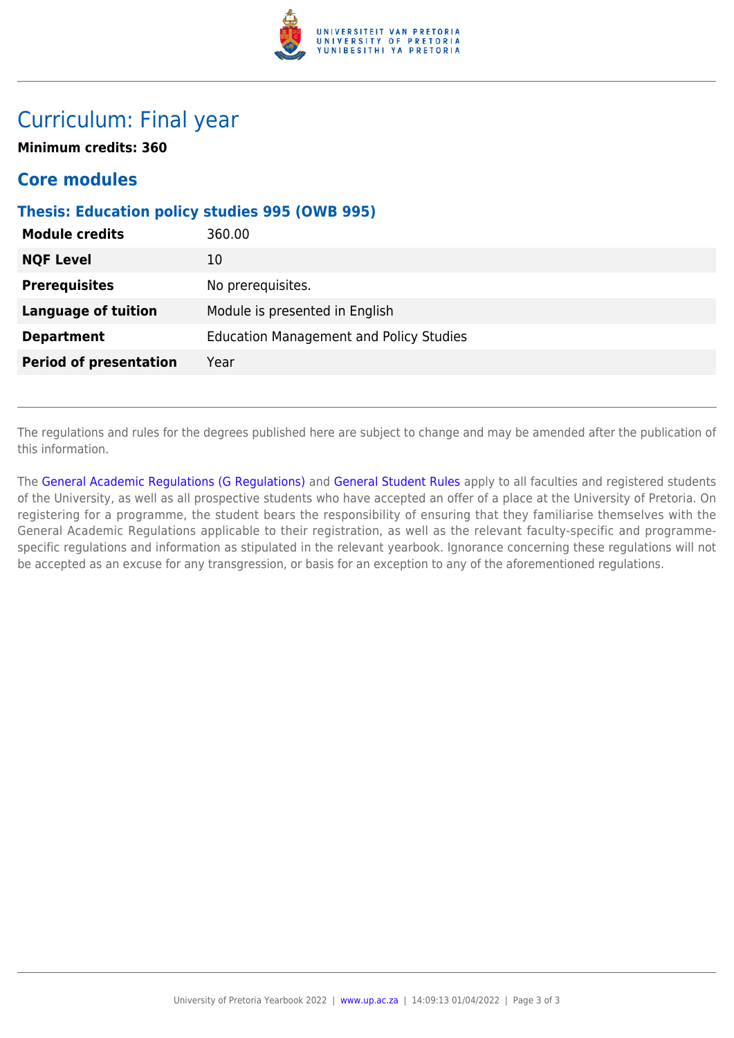# Curriculum: Final year

**Minimum credits: 360**

## Core modules

### Thesis: Education policy studies 995 (OWB 995)

| | |
|---|---|
| **Module credits** | 360.00 |
| **NQF Level** | 10 |
| **Prerequisites** | No prerequisites. |
| **Language of tuition** | Module is presented in English |
| **Department** | Education Management and Policy Studies |
| **Period of presentation** | Year |

The regulations and rules for the degrees published here are subject to change and may be amended after the publication of this information.

The General Academic Regulations (G Regulations) and General Student Rules apply to all faculties and registered students of the University, as well as all prospective students who have accepted an offer of a place at the University of Pretoria. On registering for a programme, the student bears the responsibility of ensuring that they familiarise themselves with the General Academic Regulations applicable to their registration, as well as the relevant faculty-specific and programme-specific regulations and information as stipulated in the relevant yearbook. Ignorance concerning these regulations will not be accepted as an excuse for any transgression, or basis for an exception to any of the aforementioned regulations.